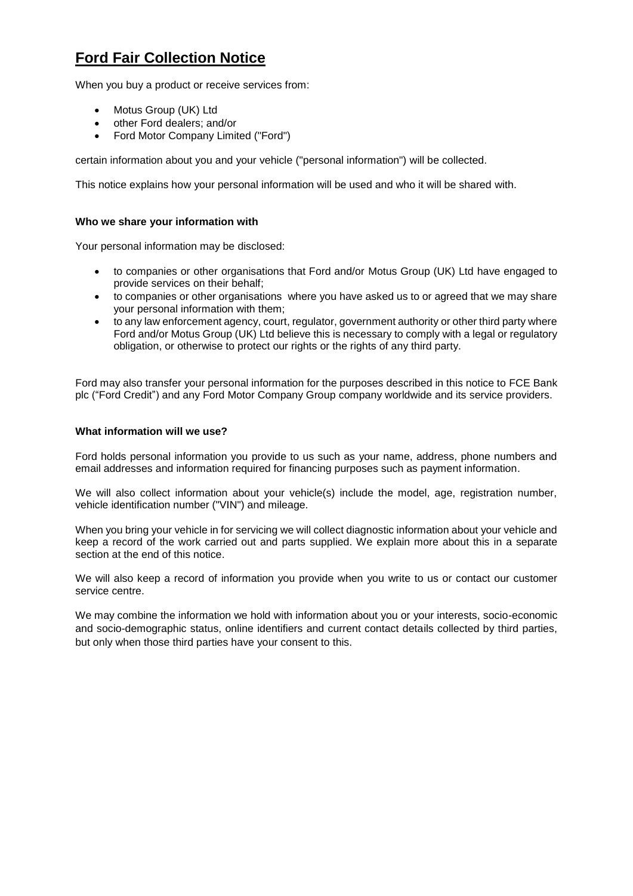# Ford Fair Collection Notice

When you buy a product or receive services from:

- Motus Group (UK) Ltd
- other Ford dealers; and/or
- Ford Motor Company Limited ("Ford")

certain information about you and your vehicle ("personal information") will be collected.

This notice explains how your personal information will be used and who it will be shared with.

**Who we share your information with**

Your personal information may be disclosed:

- to companies or other organisations that Ford and/or Motus Group (UK) Ltd have engaged to provide services on their behalf;
- to companies or other organisations where you have asked us to or agreed that we may share your personal information with them;
- to any law enforcement agency, court, regulator, government authority or other third party where Ford and/or Motus Group (UK) Ltd believe this is necessary to comply with a legal or regulatory obligation, or otherwise to protect our rights or the rights of any third party.

Ford may also transfer your personal information for the purposes described in this notice to FCE Bank plc ("Ford Credit") and any Ford Motor Company Group company worldwide and its service providers.

**What information will we use?**

Ford holds personal information you provide to us such as your name, address, phone numbers and email addresses and information required for financing purposes such as payment information.

We will also collect information about your vehicle(s) include the model, age, registration number, vehicle identification number ("VIN") and mileage.

When you bring your vehicle in for servicing we will collect diagnostic information about your vehicle and keep a record of the work carried out and parts supplied. We explain more about this in a separate section at the end of this notice.

We will also keep a record of information you provide when you write to us or contact our customer service centre.

We may combine the information we hold with information about you or your interests, socio-economic and socio-demographic status, online identifiers and current contact details collected by third parties, but only when those third parties have your consent to this.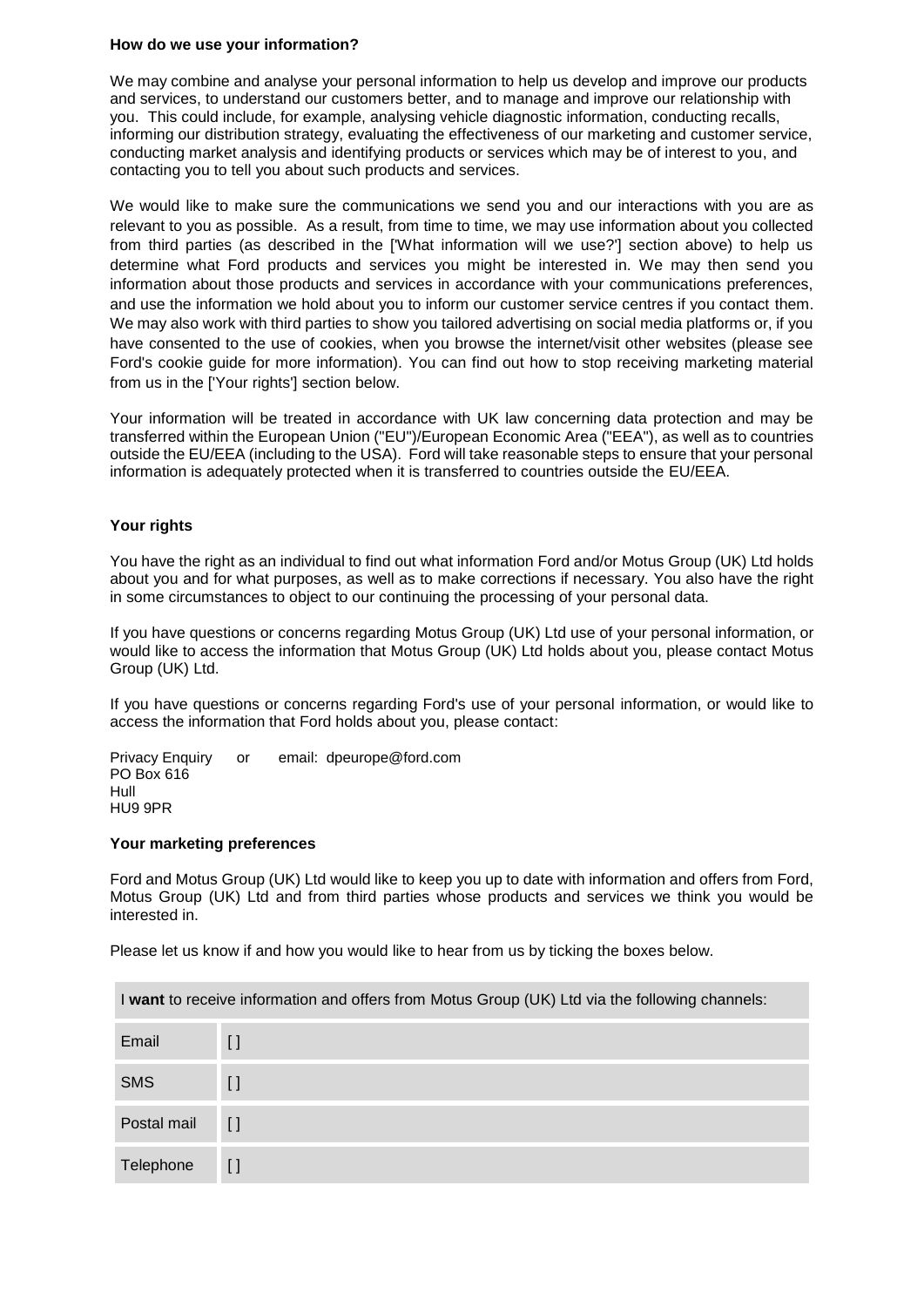**How do we use your information?**

We may combine and analyse your personal information to help us develop and improve our products and services, to understand our customers better, and to manage and improve our relationship with you. This could include, for example, analysing vehicle diagnostic information, conducting recalls, informing our distribution strategy, evaluating the effectiveness of our marketing and customer service, conducting market analysis and identifying products or services which may be of interest to you, and contacting you to tell you about such products and services.

We would like to make sure the communications we send you and our interactions with you are as relevant to you as possible. As a result, from time to time, we may use information about you collected from third parties (as described in the ['What information will we use?'] section above) to help us determine what Ford products and services you might be interested in. We may then send you information about those products and services in accordance with your communications preferences, and use the information we hold about you to inform our customer service centres if you contact them. We may also work with third parties to show you tailored advertising on social media platforms or, if you have consented to the use of cookies, when you browse the internet/visit other websites (please see Ford's cookie guide for more information). You can find out how to stop receiving marketing material from us in the ['Your rights'] section below.

Your information will be treated in accordance with UK law concerning data protection and may be transferred within the European Union ("EU")/European Economic Area ("EEA"), as well as to countries outside the EU/EEA (including to the USA). Ford will take reasonable steps to ensure that your personal information is adequately protected when it is transferred to countries outside the EU/EEA.

**Your rights**

You have the right as an individual to find out what information Ford and/or Motus Group (UK) Ltd holds about you and for what purposes, as well as to make corrections if necessary. You also have the right in some circumstances to object to our continuing the processing of your personal data.

If you have questions or concerns regarding Motus Group (UK) Ltd use of your personal information, or would like to access the information that Motus Group (UK) Ltd holds about you, please contact Motus Group (UK) Ltd.

If you have questions or concerns regarding Ford's use of your personal information, or would like to access the information that Ford holds about you, please contact:

Privacy Enquiry or email: dpeurope@ford.com
PO Box 616
Hull
HU9 9PR

**Your marketing preferences**

Ford and Motus Group (UK) Ltd would like to keep you up to date with information and offers from Ford, Motus Group (UK) Ltd and from third parties whose products and services we think you would be interested in.

Please let us know if and how you would like to hear from us by ticking the boxes below.

| I **want** to receive information and offers from Motus Group (UK) Ltd via the following channels: | |
|---|---|
| Email | [ ] |
| SMS | [ ] |
| Postal mail | [ ] |
| Telephone | [ ] |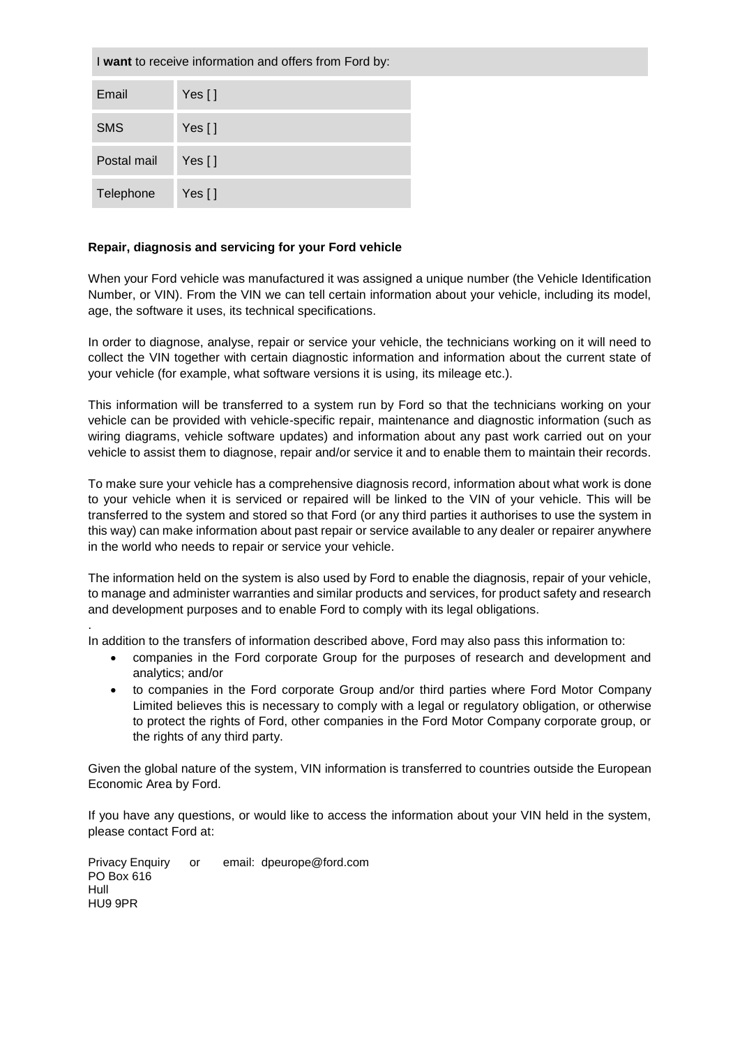I **want** to receive information and offers from Ford by:

| | |
|---|---|
| Email | Yes [ ] |
| SMS | Yes [ ] |
| Postal mail | Yes [ ] |
| Telephone | Yes [ ] |

**Repair, diagnosis and servicing for your Ford vehicle**

When your Ford vehicle was manufactured it was assigned a unique number (the Vehicle Identification Number, or VIN). From the VIN we can tell certain information about your vehicle, including its model, age, the software it uses, its technical specifications.

In order to diagnose, analyse, repair or service your vehicle, the technicians working on it will need to collect the VIN together with certain diagnostic information and information about the current state of your vehicle (for example, what software versions it is using, its mileage etc.).

This information will be transferred to a system run by Ford so that the technicians working on your vehicle can be provided with vehicle-specific repair, maintenance and diagnostic information (such as wiring diagrams, vehicle software updates) and information about any past work carried out on your vehicle to assist them to diagnose, repair and/or service it and to enable them to maintain their records.

To make sure your vehicle has a comprehensive diagnosis record, information about what work is done to your vehicle when it is serviced or repaired will be linked to the VIN of your vehicle. This will be transferred to the system and stored so that Ford (or any third parties it authorises to use the system in this way) can make information about past repair or service available to any dealer or repairer anywhere in the world who needs to repair or service your vehicle.

The information held on the system is also used by Ford to enable the diagnosis, repair of your vehicle, to manage and administer warranties and similar products and services, for product safety and research and development purposes and to enable Ford to comply with its legal obligations.

.
In addition to the transfers of information described above, Ford may also pass this information to:

- companies in the Ford corporate Group for the purposes of research and development and analytics; and/or
- to companies in the Ford corporate Group and/or third parties where Ford Motor Company Limited believes this is necessary to comply with a legal or regulatory obligation, or otherwise to protect the rights of Ford, other companies in the Ford Motor Company corporate group, or the rights of any third party.

Given the global nature of the system, VIN information is transferred to countries outside the European Economic Area by Ford.

If you have any questions, or would like to access the information about your VIN held in the system, please contact Ford at:

Privacy Enquiry or email: dpeurope@ford.com
PO Box 616
Hull
HU9 9PR